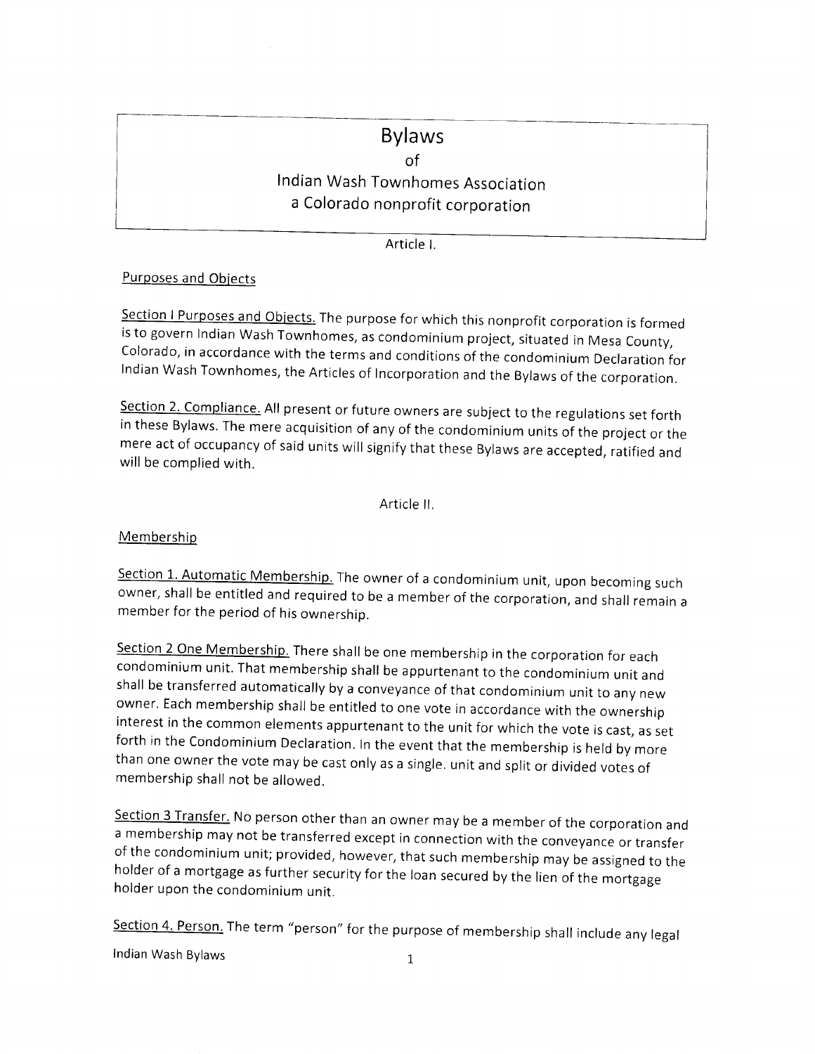# Bylaws

of

Indian Wash Townhomes Association

a Colorado nonprofit corporation

## Article I.

### Purposes and Objects

Section I Purposes and Objects. The purpose for which this nonprofit corporation is formed is to govern Indian Wash Townhomes, as condominium project, situated in Mesa County, Colorado, in accordance with the terms and conditions of the condominium Declaration for Indian Wash Townhomes, the Articles of Incorporation and the Bylaws of the corporation.

Section 2. Compliance. All present or future owners are subject to the regulations set forth in these Bylaws. The mere acquisition of any of the condominium units of the project or the mere act of occupancy of said units will signify that these Bylaws are accepted, ratified and will be complied with.

## Article II.

### Membership

Section 1. Automatic Membership. The owner of a condominium unit, upon becoming such owner, shall be entitled and required to be a member of the corporation, and shall remain a member for the period of his ownership.

Section 2 One Membership. There shall be one membership in the corporation for each condominium unit. That membership shall be appurtenant to the condominium unit and shall be transferred automatically by a conveyance of that condominium unit to any new owner. Each membership shall be entitled to one vote in accordance with the ownership interest in the common elements appurtenant to the unit for which the vote is cast, as set forth in the Condominium Declaration. In the event that the membership is held by more than one owner the vote may be cast only as a single. unit and split or divided votes of membership shall not be allowed.

Section 3 Transfer. No person other than an owner may be a member of the corporation and a membership may not be transferred except in connection with the conveyance or transfer of the condominium unit; provided, however, that such membership may be assigned to the holder of a mortgage as further security for the loan secured by the lien of the mortgage holder upon the condominium unit.

Section 4. Person. The term "person" for the purpose of membership shall include any legal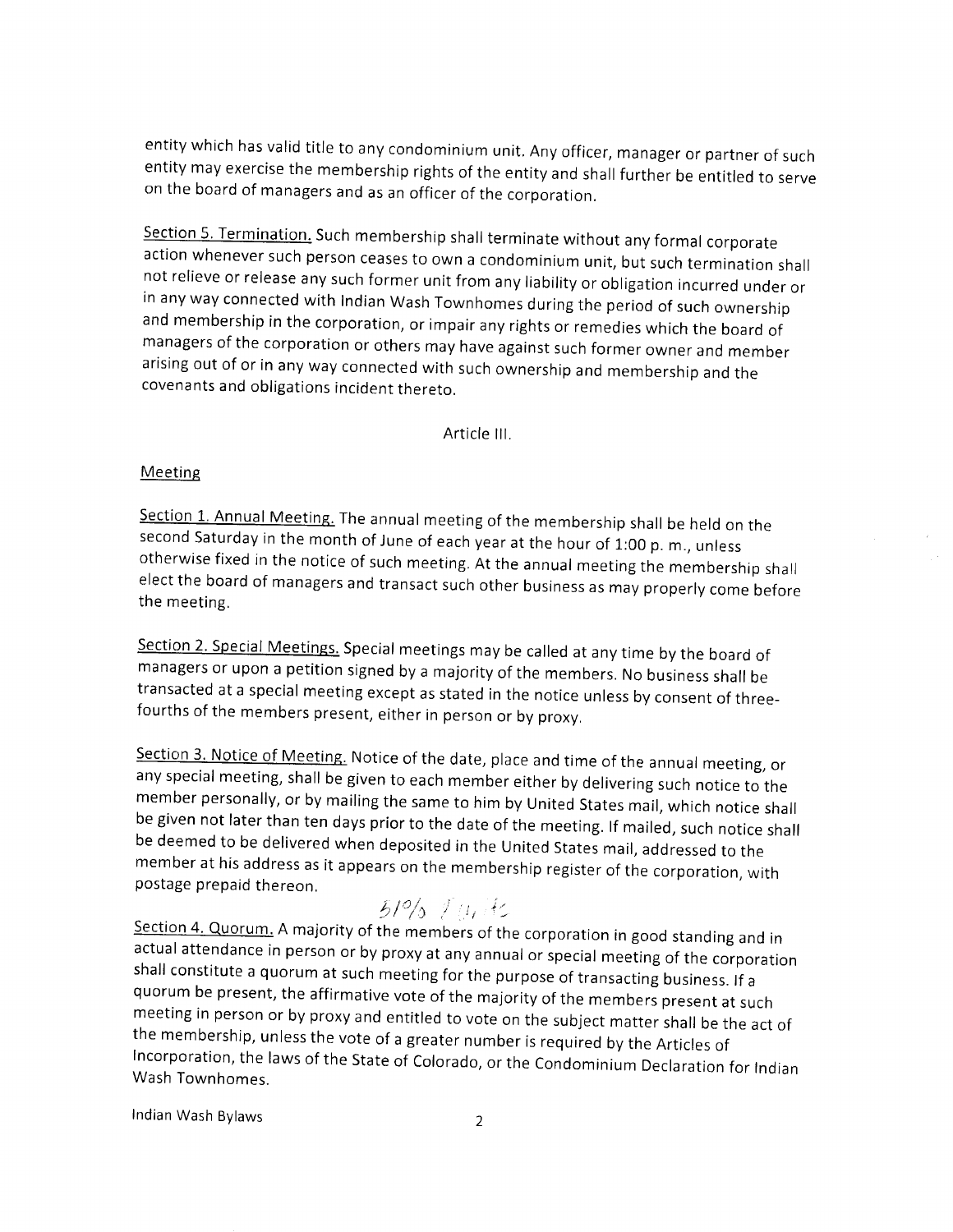entity which has valid title to any condominium unit. Any officer, manager or partner of such entity may exercise the membership rights of the entity and shall further be entitled to serve on the board of managers and as an officer of the corporation.

Section 5. Termination. Such membership shall terminate without any formal corporate action whenever such person ceases to own a condominium unit, but such termination shall not relieve or release any such former unit from any liability or obligation incurred under or in any way connected with Indian Wash Townhomes during the period of such ownership and membership in the corporation, or impair any rights or remedies which the board of managers of the corporation or others may have against such former owner and member arising out of or in any way connected with such ownership and membership and the covenants and obligations incident thereto.

Article III.

## Meeting

Section 1. Annual Meeting. The annual meeting of the membership shall be held on the second Saturday in the month of June of each year at the hour of 1:00 p. m., unless otherwise fixed in the notice of such meeting. At the annual meeting the membership shall elect the board of managers and transact such other business as may properly come before the meeting.

Section 2. Special Meetings. Special meetings may be called at any time by the board of managers or upon a petition signed by a majority of the members. No business shall be transacted at a special meeting except as stated in the notice unless by consent of three-fourths of the members present, either in person or by proxy.

Section 3. Notice of Meeting. Notice of the date, place and time of the annual meeting, or any special meeting, shall be given to each member either by delivering such notice to the member personally, or by mailing the same to him by United States mail, which notice shall be given not later than ten days prior to the date of the meeting. If mailed, such notice shall be deemed to be delivered when deposited in the United States mail, addressed to the member at his address as it appears on the membership register of the corporation, with postage prepaid thereon.

51% Units

Section 4. Quorum. A majority of the members of the corporation in good standing and in actual attendance in person or by proxy at any annual or special meeting of the corporation shall constitute a quorum at such meeting for the purpose of transacting business. If a quorum be present, the affirmative vote of the majority of the members present at such meeting in person or by proxy and entitled to vote on the subject matter shall be the act of the membership, unless the vote of a greater number is required by the Articles of Incorporation, the laws of the State of Colorado, or the Condominium Declaration for Indian Wash Townhomes.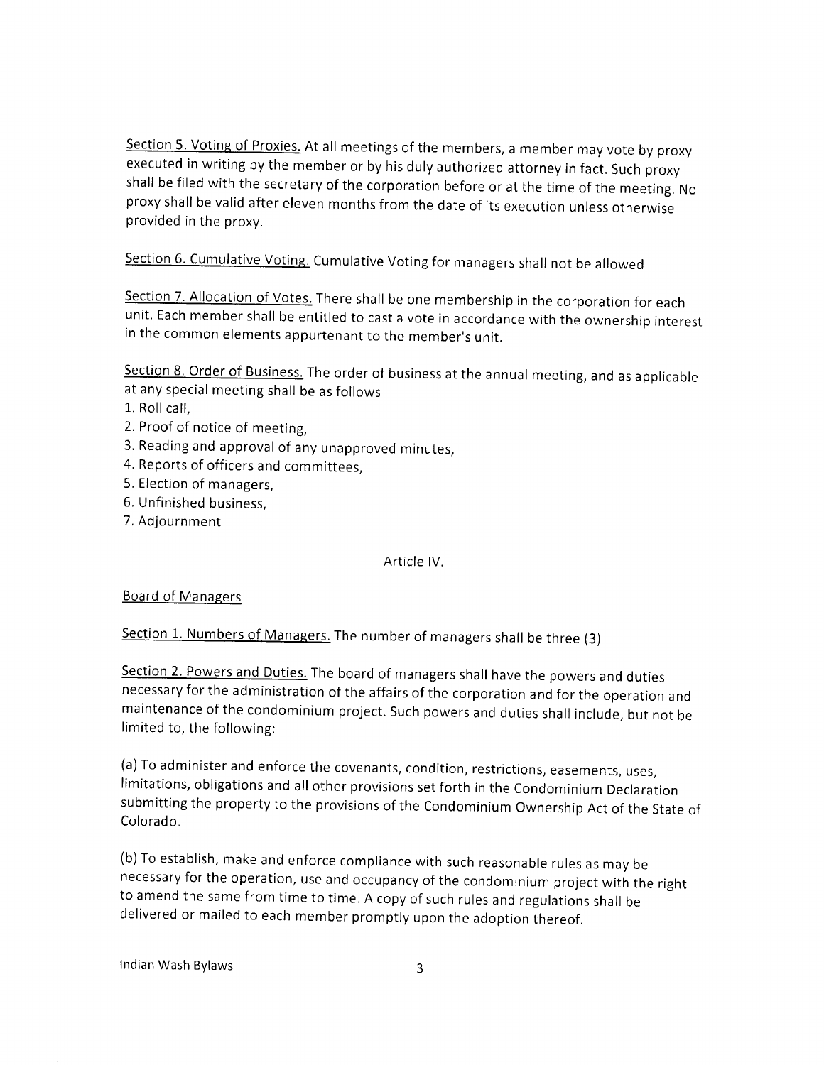Section 5. Voting of Proxies. At all meetings of the members, a member may vote by proxy executed in writing by the member or by his duly authorized attorney in fact. Such proxy shall be filed with the secretary of the corporation before or at the time of the meeting. No proxy shall be valid after eleven months from the date of its execution unless otherwise provided in the proxy.

Section 6. Cumulative Voting. Cumulative Voting for managers shall not be allowed

Section 7. Allocation of Votes. There shall be one membership in the corporation for each unit. Each member shall be entitled to cast a vote in accordance with the ownership interest in the common elements appurtenant to the member's unit.

Section 8. Order of Business. The order of business at the annual meeting, and as applicable at any special meeting shall be as follows

1. Roll call,
2. Proof of notice of meeting,
3. Reading and approval of any unapproved minutes,
4. Reports of officers and committees,
5. Election of managers,
6. Unfinished business,
7. Adjournment

Article IV.

Board of Managers

Section 1. Numbers of Managers. The number of managers shall be three (3)

Section 2. Powers and Duties. The board of managers shall have the powers and duties necessary for the administration of the affairs of the corporation and for the operation and maintenance of the condominium project. Such powers and duties shall include, but not be limited to, the following:

(a) To administer and enforce the covenants, condition, restrictions, easements, uses, limitations, obligations and all other provisions set forth in the Condominium Declaration submitting the property to the provisions of the Condominium Ownership Act of the State of Colorado.

(b) To establish, make and enforce compliance with such reasonable rules as may be necessary for the operation, use and occupancy of the condominium project with the right to amend the same from time to time. A copy of such rules and regulations shall be delivered or mailed to each member promptly upon the adoption thereof.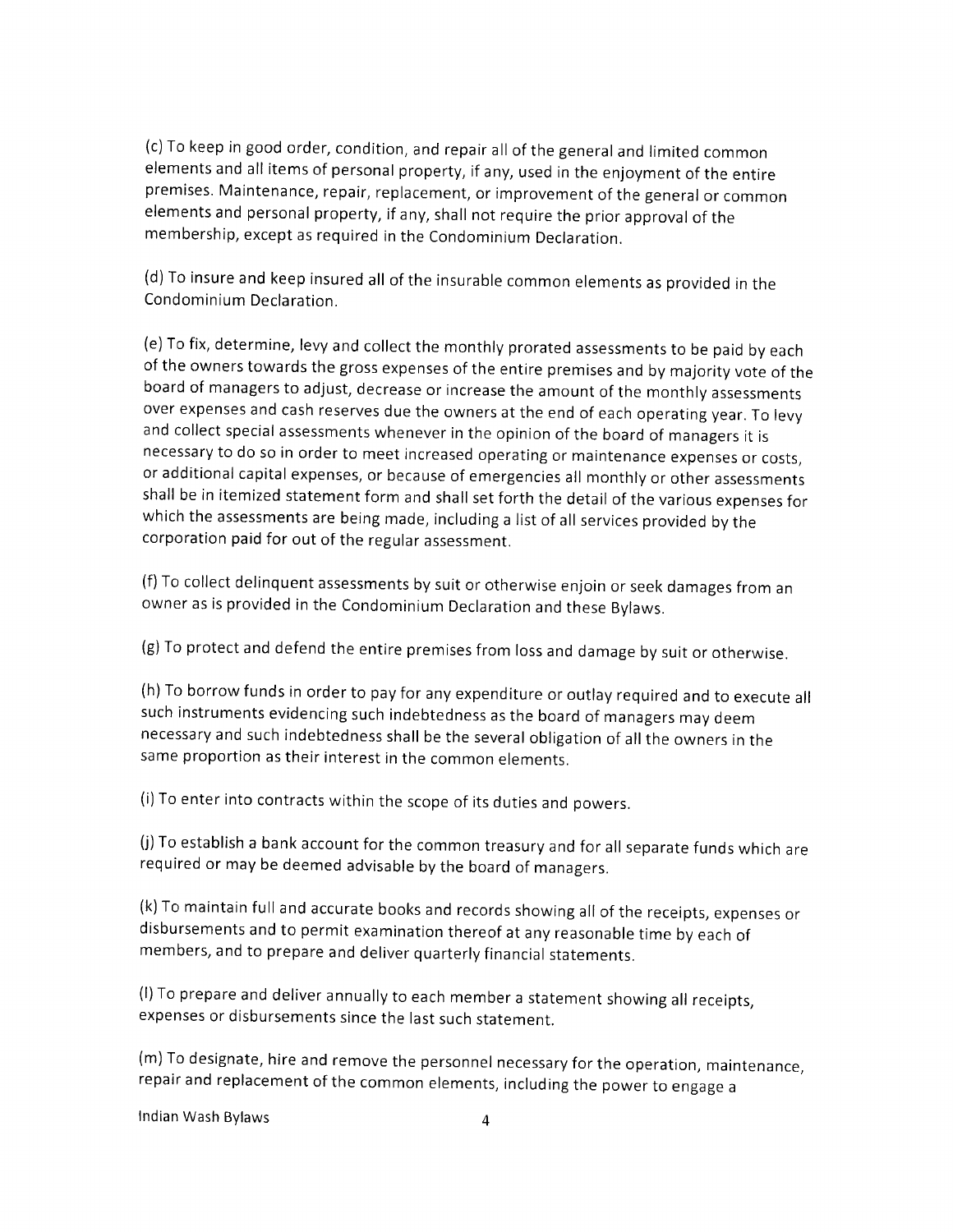(c) To keep in good order, condition, and repair all of the general and limited common elements and all items of personal property, if any, used in the enjoyment of the entire premises. Maintenance, repair, replacement, or improvement of the general or common elements and personal property, if any, shall not require the prior approval of the membership, except as required in the Condominium Declaration.

(d) To insure and keep insured all of the insurable common elements as provided in the Condominium Declaration.

(e) To fix, determine, levy and collect the monthly prorated assessments to be paid by each of the owners towards the gross expenses of the entire premises and by majority vote of the board of managers to adjust, decrease or increase the amount of the monthly assessments over expenses and cash reserves due the owners at the end of each operating year. To levy and collect special assessments whenever in the opinion of the board of managers it is necessary to do so in order to meet increased operating or maintenance expenses or costs, or additional capital expenses, or because of emergencies all monthly or other assessments shall be in itemized statement form and shall set forth the detail of the various expenses for which the assessments are being made, including a list of all services provided by the corporation paid for out of the regular assessment.

(f) To collect delinquent assessments by suit or otherwise enjoin or seek damages from an owner as is provided in the Condominium Declaration and these Bylaws.

(g) To protect and defend the entire premises from loss and damage by suit or otherwise.

(h) To borrow funds in order to pay for any expenditure or outlay required and to execute all such instruments evidencing such indebtedness as the board of managers may deem necessary and such indebtedness shall be the several obligation of all the owners in the same proportion as their interest in the common elements.

(i) To enter into contracts within the scope of its duties and powers.

(j) To establish a bank account for the common treasury and for all separate funds which are required or may be deemed advisable by the board of managers.

(k) To maintain full and accurate books and records showing all of the receipts, expenses or disbursements and to permit examination thereof at any reasonable time by each of members, and to prepare and deliver quarterly financial statements.

(l) To prepare and deliver annually to each member a statement showing all receipts, expenses or disbursements since the last such statement.

(m) To designate, hire and remove the personnel necessary for the operation, maintenance, repair and replacement of the common elements, including the power to engage a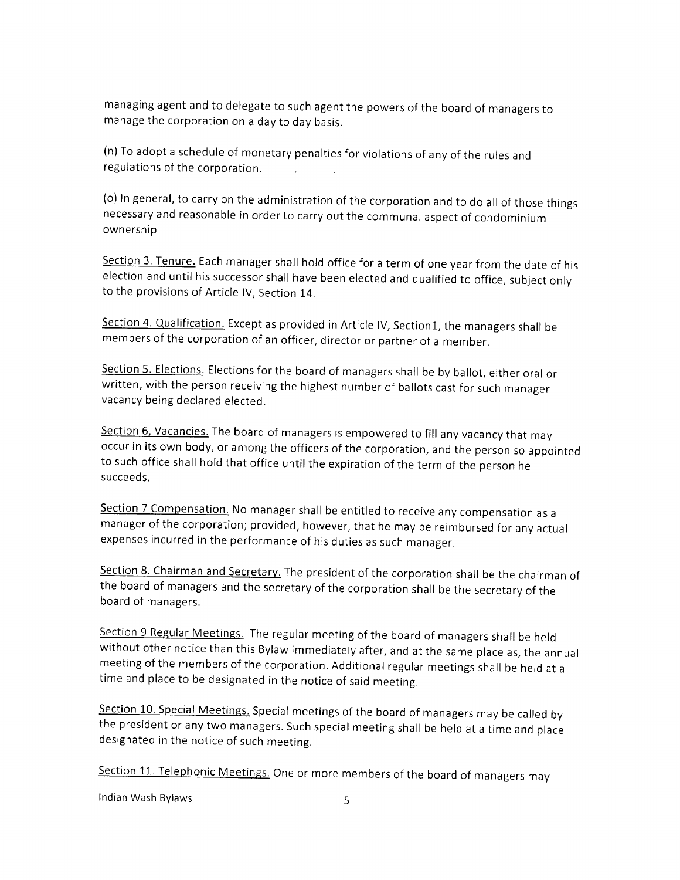managing agent and to delegate to such agent the powers of the board of managers to manage the corporation on a day to day basis.

(n) To adopt a schedule of monetary penalties for violations of any of the rules and regulations of the corporation.

(o) In general, to carry on the administration of the corporation and to do all of those things necessary and reasonable in order to carry out the communal aspect of condominium ownership

<u>Section 3. Tenure.</u> Each manager shall hold office for a term of one year from the date of his election and until his successor shall have been elected and qualified to office, subject only to the provisions of Article IV, Section 14.

<u>Section 4. Qualification.</u> Except as provided in Article IV, Section1, the managers shall be members of the corporation of an officer, director or partner of a member.

<u>Section 5. Elections.</u> Elections for the board of managers shall be by ballot, either oral or written, with the person receiving the highest number of ballots cast for such manager vacancy being declared elected.

<u>Section 6, Vacancies.</u> The board of managers is empowered to fill any vacancy that may occur in its own body, or among the officers of the corporation, and the person so appointed to such office shall hold that office until the expiration of the term of the person he succeeds.

<u>Section 7 Compensation.</u> No manager shall be entitled to receive any compensation as a manager of the corporation; provided, however, that he may be reimbursed for any actual expenses incurred in the performance of his duties as such manager.

<u>Section 8. Chairman and Secretary.</u> The president of the corporation shall be the chairman of the board of managers and the secretary of the corporation shall be the secretary of the board of managers.

<u>Section 9 Regular Meetings.</u> The regular meeting of the board of managers shall be held without other notice than this Bylaw immediately after, and at the same place as, the annual meeting of the members of the corporation. Additional regular meetings shall be held at a time and place to be designated in the notice of said meeting.

<u>Section 10. Special Meetings.</u> Special meetings of the board of managers may be called by the president or any two managers. Such special meeting shall be held at a time and place designated in the notice of such meeting.

<u>Section 11. Telephonic Meetings.</u> One or more members of the board of managers may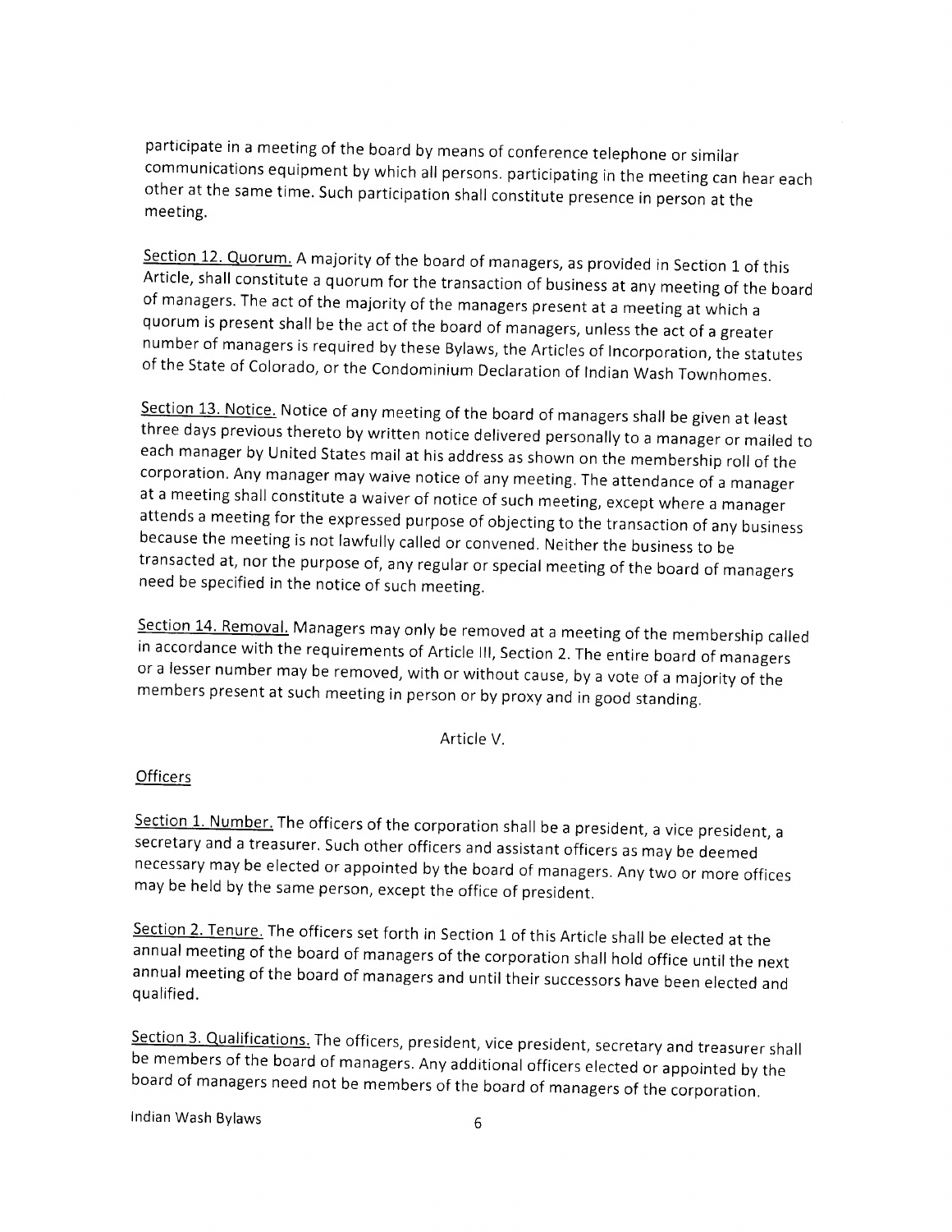participate in a meeting of the board by means of conference telephone or similar communications equipment by which all persons. participating in the meeting can hear each other at the same time. Such participation shall constitute presence in person at the meeting.

Section 12. Quorum. A majority of the board of managers, as provided in Section 1 of this Article, shall constitute a quorum for the transaction of business at any meeting of the board of managers. The act of the majority of the managers present at a meeting at which a quorum is present shall be the act of the board of managers, unless the act of a greater number of managers is required by these Bylaws, the Articles of Incorporation, the statutes of the State of Colorado, or the Condominium Declaration of Indian Wash Townhomes.

Section 13. Notice. Notice of any meeting of the board of managers shall be given at least three days previous thereto by written notice delivered personally to a manager or mailed to each manager by United States mail at his address as shown on the membership roll of the corporation. Any manager may waive notice of any meeting. The attendance of a manager at a meeting shall constitute a waiver of notice of such meeting, except where a manager attends a meeting for the expressed purpose of objecting to the transaction of any business because the meeting is not lawfully called or convened. Neither the business to be transacted at, nor the purpose of, any regular or special meeting of the board of managers need be specified in the notice of such meeting.

Section 14. Removal. Managers may only be removed at a meeting of the membership called in accordance with the requirements of Article III, Section 2. The entire board of managers or a lesser number may be removed, with or without cause, by a vote of a majority of the members present at such meeting in person or by proxy and in good standing.

Article V.

## Officers

Section 1. Number. The officers of the corporation shall be a president, a vice president, a secretary and a treasurer. Such other officers and assistant officers as may be deemed necessary may be elected or appointed by the board of managers. Any two or more offices may be held by the same person, except the office of president.

Section 2. Tenure. The officers set forth in Section 1 of this Article shall be elected at the annual meeting of the board of managers of the corporation shall hold office until the next annual meeting of the board of managers and until their successors have been elected and qualified.

Section 3. Qualifications. The officers, president, vice president, secretary and treasurer shall be members of the board of managers. Any additional officers elected or appointed by the board of managers need not be members of the board of managers of the corporation.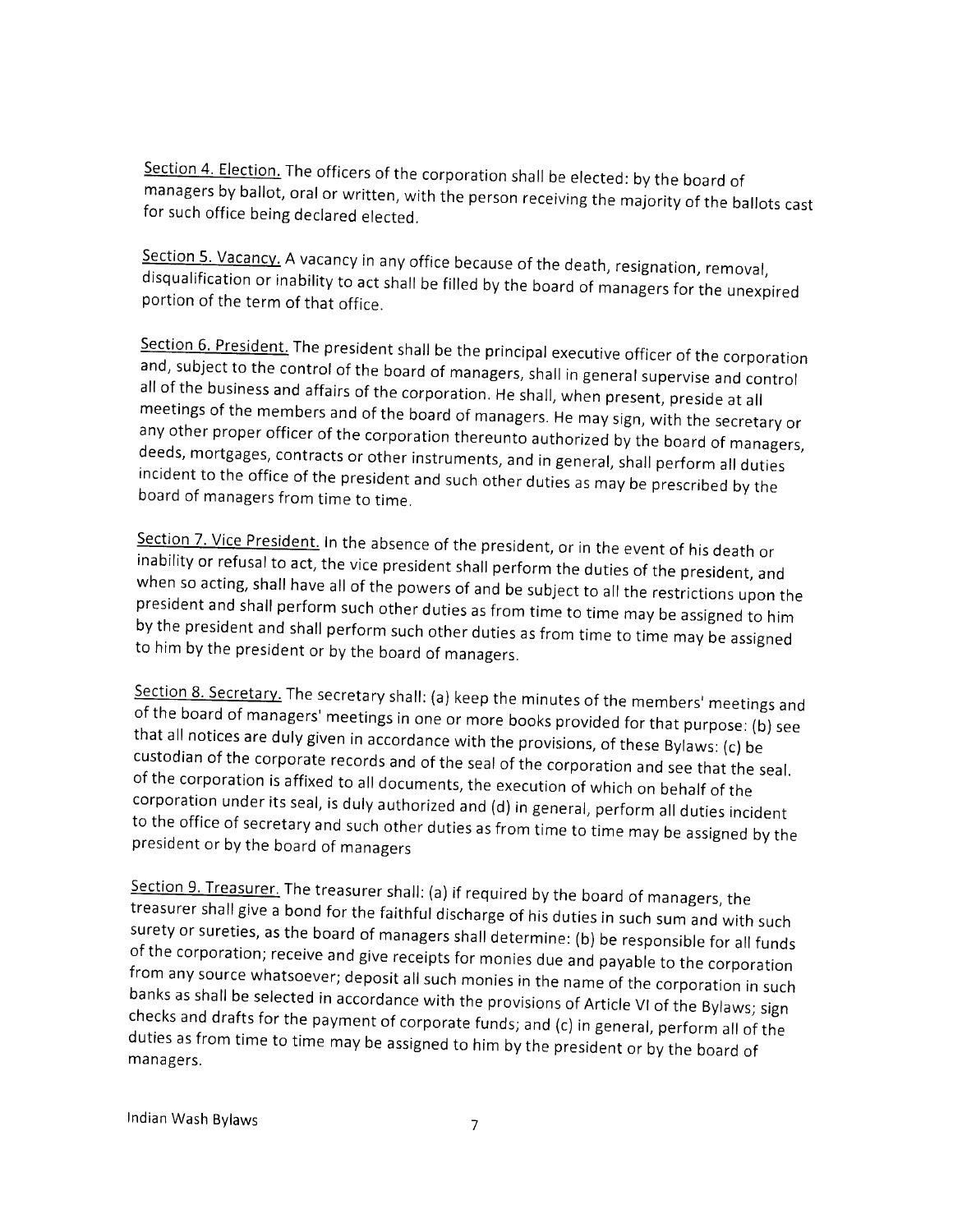<u>Section 4. Election.</u> The officers of the corporation shall be elected: by the board of managers by ballot, oral or written, with the person receiving the majority of the ballots cast for such office being declared elected.

<u>Section 5. Vacancy.</u> A vacancy in any office because of the death, resignation, removal, disqualification or inability to act shall be filled by the board of managers for the unexpired portion of the term of that office.

<u>Section 6. President.</u> The president shall be the principal executive officer of the corporation and, subject to the control of the board of managers, shall in general supervise and control all of the business and affairs of the corporation. He shall, when present, preside at all meetings of the members and of the board of managers. He may sign, with the secretary or any other proper officer of the corporation thereunto authorized by the board of managers, deeds, mortgages, contracts or other instruments, and in general, shall perform all duties incident to the office of the president and such other duties as may be prescribed by the board of managers from time to time.

<u>Section 7. Vice President.</u> In the absence of the president, or in the event of his death or inability or refusal to act, the vice president shall perform the duties of the president, and when so acting, shall have all of the powers of and be subject to all the restrictions upon the president and shall perform such other duties as from time to time may be assigned to him by the president and shall perform such other duties as from time to time may be assigned to him by the president or by the board of managers.

<u>Section 8. Secretary.</u> The secretary shall: (a) keep the minutes of the members' meetings and of the board of managers' meetings in one or more books provided for that purpose: (b) see that all notices are duly given in accordance with the provisions, of these Bylaws: (c) be custodian of the corporate records and of the seal of the corporation and see that the seal. of the corporation is affixed to all documents, the execution of which on behalf of the corporation under its seal, is duly authorized and (d) in general, perform all duties incident to the office of secretary and such other duties as from time to time may be assigned by the president or by the board of managers

<u>Section 9. Treasurer.</u> The treasurer shall: (a) if required by the board of managers, the treasurer shall give a bond for the faithful discharge of his duties in such sum and with such surety or sureties, as the board of managers shall determine: (b) be responsible for all funds of the corporation; receive and give receipts for monies due and payable to the corporation from any source whatsoever; deposit all such monies in the name of the corporation in such banks as shall be selected in accordance with the provisions of Article VI of the Bylaws; sign checks and drafts for the payment of corporate funds; and (c) in general, perform all of the duties as from time to time may be assigned to him by the president or by the board of managers.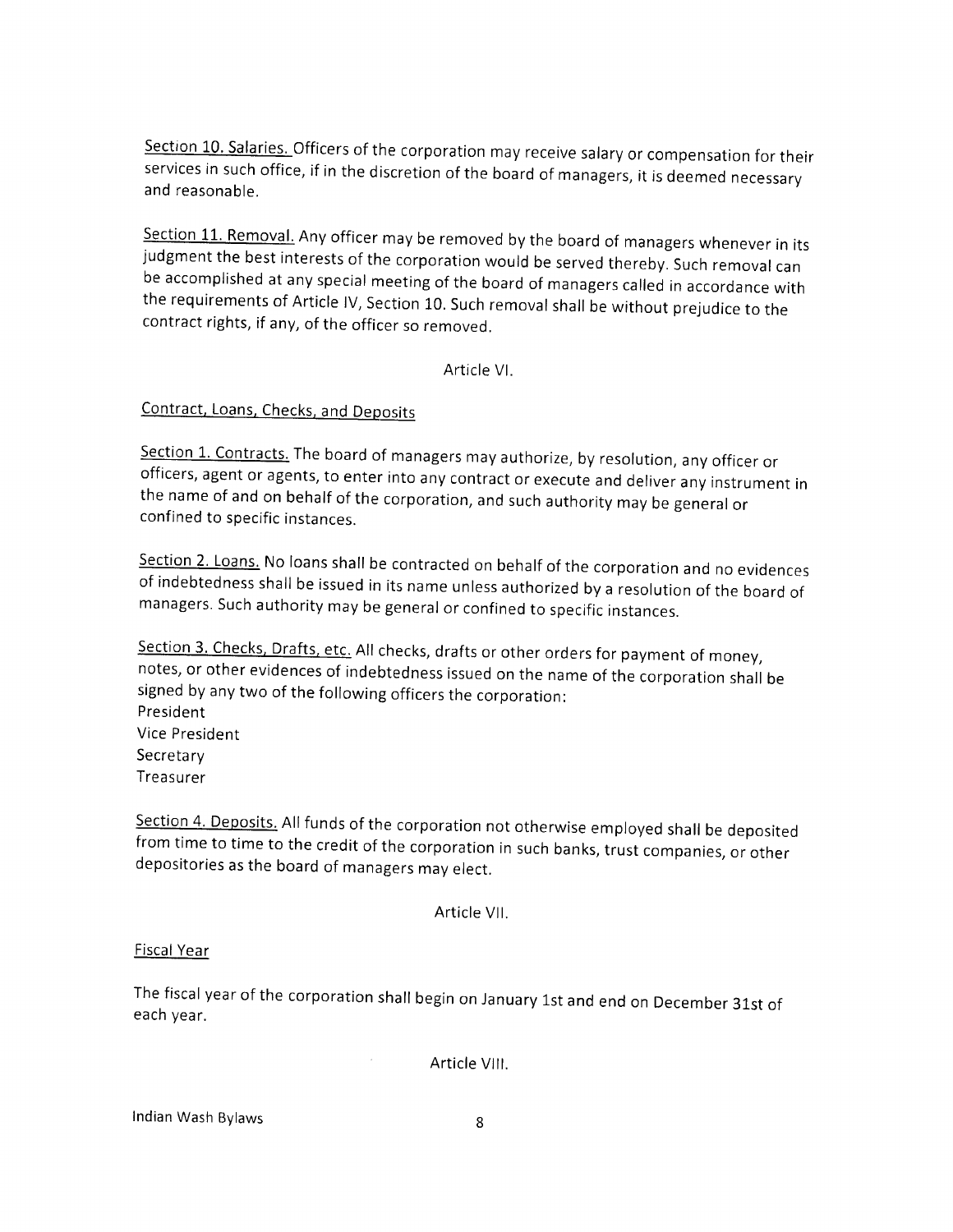Section 10. Salaries. Officers of the corporation may receive salary or compensation for their services in such office, if in the discretion of the board of managers, it is deemed necessary and reasonable.

Section 11. Removal. Any officer may be removed by the board of managers whenever in its judgment the best interests of the corporation would be served thereby. Such removal can be accomplished at any special meeting of the board of managers called in accordance with the requirements of Article IV, Section 10. Such removal shall be without prejudice to the contract rights, if any, of the officer so removed.

Article VI.

Contract, Loans, Checks, and Deposits

Section 1. Contracts. The board of managers may authorize, by resolution, any officer or officers, agent or agents, to enter into any contract or execute and deliver any instrument in the name of and on behalf of the corporation, and such authority may be general or confined to specific instances.

Section 2. Loans. No loans shall be contracted on behalf of the corporation and no evidences of indebtedness shall be issued in its name unless authorized by a resolution of the board of managers. Such authority may be general or confined to specific instances.

Section 3. Checks, Drafts, etc. All checks, drafts or other orders for payment of money, notes, or other evidences of indebtedness issued on the name of the corporation shall be signed by any two of the following officers the corporation:
President
Vice President
Secretary
Treasurer

Section 4. Deposits. All funds of the corporation not otherwise employed shall be deposited from time to time to the credit of the corporation in such banks, trust companies, or other depositories as the board of managers may elect.

Article VII.

Fiscal Year

The fiscal year of the corporation shall begin on January 1st and end on December 31st of each year.

Article VIII.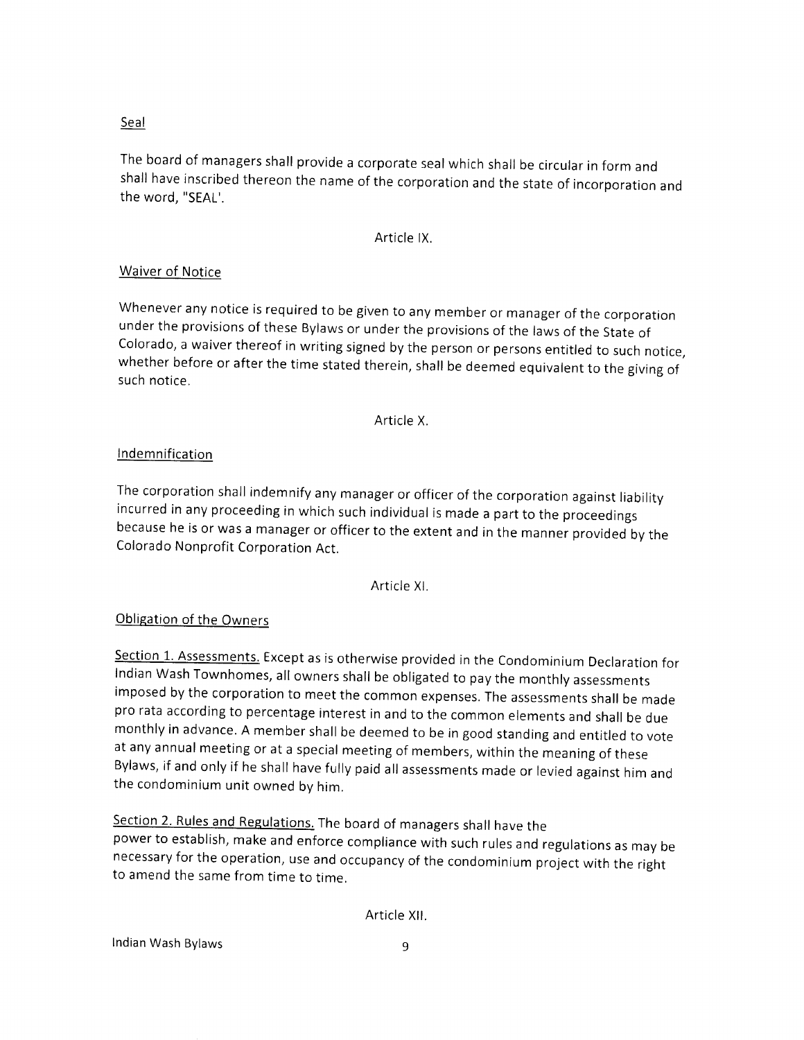Seal

The board of managers shall provide a corporate seal which shall be circular in form and shall have inscribed thereon the name of the corporation and the state of incorporation and the word, "SEAL'.

Article IX.

Waiver of Notice

Whenever any notice is required to be given to any member or manager of the corporation under the provisions of these Bylaws or under the provisions of the laws of the State of Colorado, a waiver thereof in writing signed by the person or persons entitled to such notice, whether before or after the time stated therein, shall be deemed equivalent to the giving of such notice.

Article X.

Indemnification

The corporation shall indemnify any manager or officer of the corporation against liability incurred in any proceeding in which such individual is made a part to the proceedings because he is or was a manager or officer to the extent and in the manner provided by the Colorado Nonprofit Corporation Act.

Article XI.

Obligation of the Owners

Section 1. Assessments. Except as is otherwise provided in the Condominium Declaration for Indian Wash Townhomes, all owners shall be obligated to pay the monthly assessments imposed by the corporation to meet the common expenses. The assessments shall be made pro rata according to percentage interest in and to the common elements and shall be due monthly in advance. A member shall be deemed to be in good standing and entitled to vote at any annual meeting or at a special meeting of members, within the meaning of these Bylaws, if and only if he shall have fully paid all assessments made or levied against him and the condominium unit owned by him.

Section 2. Rules and Regulations. The board of managers shall have the power to establish, make and enforce compliance with such rules and regulations as may be necessary for the operation, use and occupancy of the condominium project with the right to amend the same from time to time.

Article XII.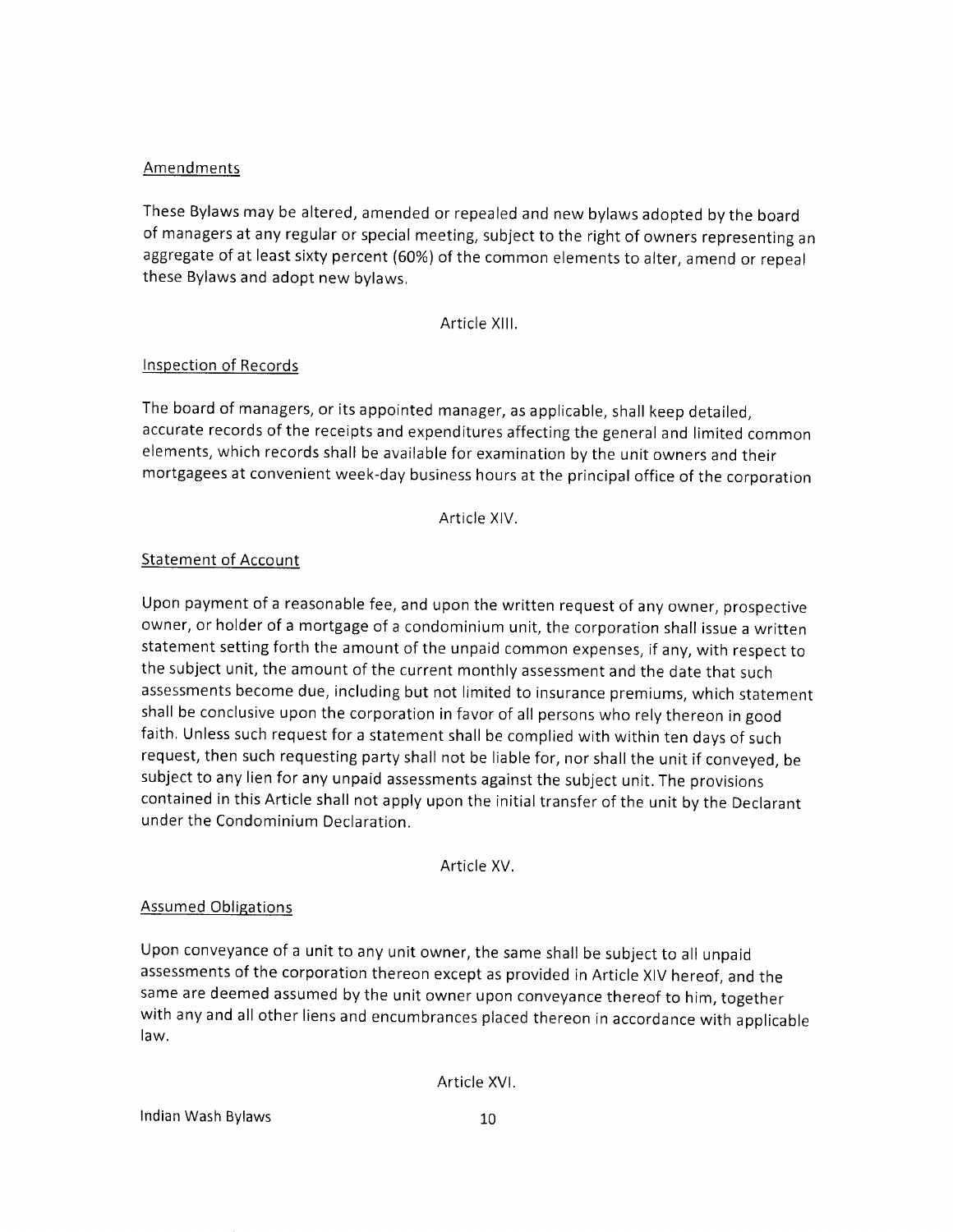## Amendments

These Bylaws may be altered, amended or repealed and new bylaws adopted by the board of managers at any regular or special meeting, subject to the right of owners representing an aggregate of at least sixty percent (60%) of the common elements to alter, amend or repeal these Bylaws and adopt new bylaws.

Article XIII.

## Inspection of Records

The board of managers, or its appointed manager, as applicable, shall keep detailed, accurate records of the receipts and expenditures affecting the general and limited common elements, which records shall be available for examination by the unit owners and their mortgagees at convenient week-day business hours at the principal office of the corporation

Article XIV.

## Statement of Account

Upon payment of a reasonable fee, and upon the written request of any owner, prospective owner, or holder of a mortgage of a condominium unit, the corporation shall issue a written statement setting forth the amount of the unpaid common expenses, if any, with respect to the subject unit, the amount of the current monthly assessment and the date that such assessments become due, including but not limited to insurance premiums, which statement shall be conclusive upon the corporation in favor of all persons who rely thereon in good faith. Unless such request for a statement shall be complied with within ten days of such request, then such requesting party shall not be liable for, nor shall the unit if conveyed, be subject to any lien for any unpaid assessments against the subject unit. The provisions contained in this Article shall not apply upon the initial transfer of the unit by the Declarant under the Condominium Declaration.

Article XV.

## Assumed Obligations

Upon conveyance of a unit to any unit owner, the same shall be subject to all unpaid assessments of the corporation thereon except as provided in Article XIV hereof, and the same are deemed assumed by the unit owner upon conveyance thereof to him, together with any and all other liens and encumbrances placed thereon in accordance with applicable law.

Article XVI.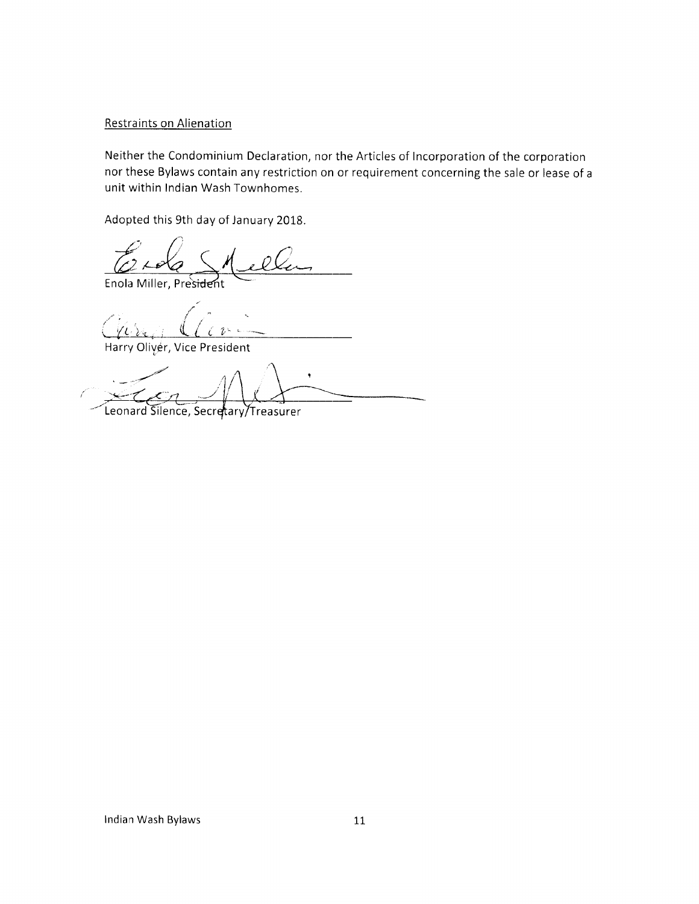Restraints on Alienation

Neither the Condominium Declaration, nor the Articles of Incorporation of the corporation nor these Bylaws contain any restriction on or requirement concerning the sale or lease of a unit within Indian Wash Townhomes.

Adopted this 9th day of January 2018.

Enola Miller, President

Harry Oliver, Vice President

Leonard Silence, Secretary/Treasurer